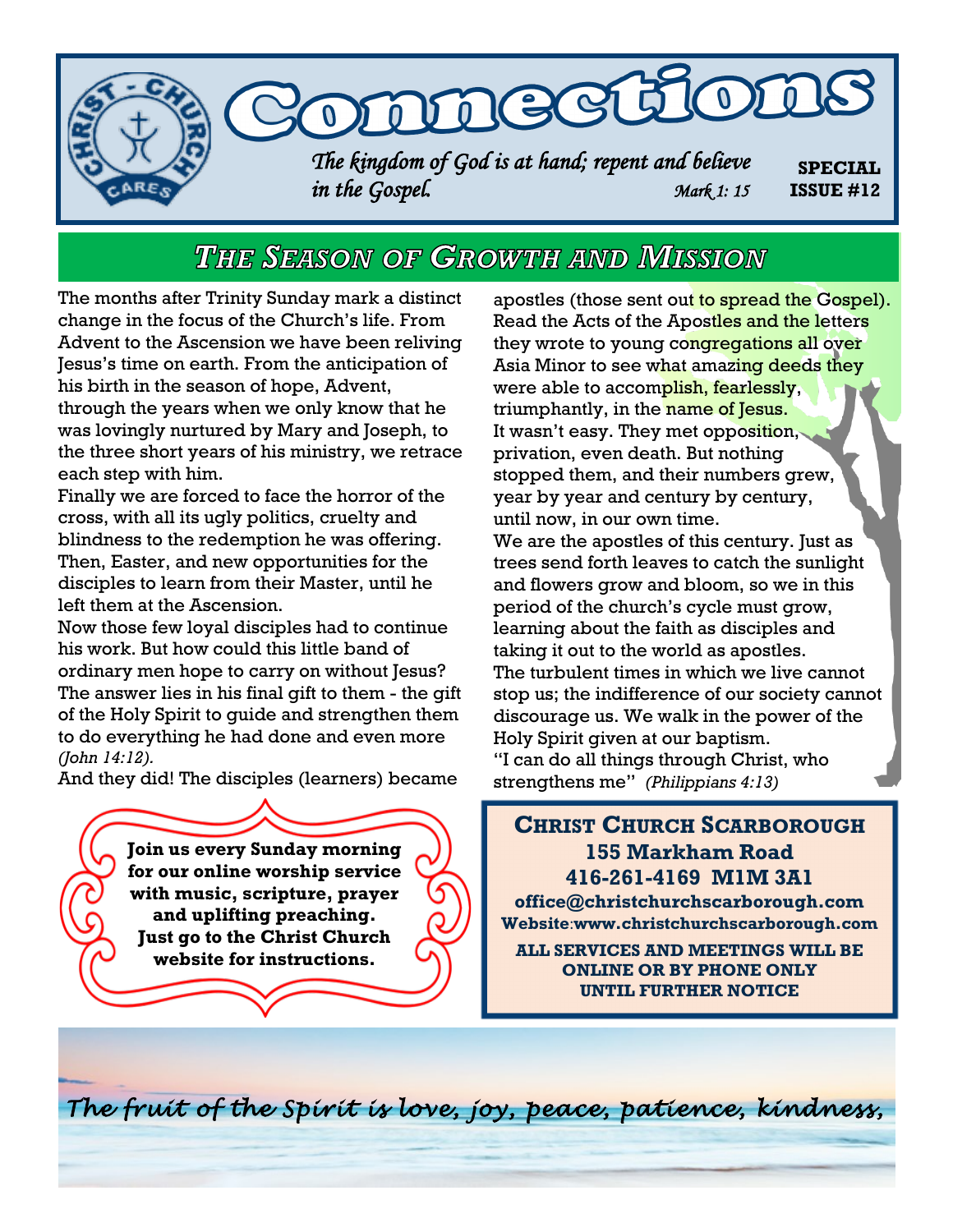# Connections

*The kingdom of God is at hand; repent and believe in the Gospel.* *Mark 1: 15*

**SPECIAL ISSUE #12**

## *The Season of Growth and Mission*

The months after Trinity Sunday mark a distinct change in the focus of the Church's life. From Advent to the Ascension we have been reliving Jesus's time on earth. From the anticipation of his birth in the season of hope, Advent, through the years when we only know that he was lovingly nurtured by Mary and Joseph, to the three short years of his ministry, we retrace each step with him.

Finally we are forced to face the horror of the cross, with all its ugly politics, cruelty and blindness to the redemption he was offering. Then, Easter, and new opportunities for the disciples to learn from their Master, until he left them at the Ascension.

Now those few loyal disciples had to continue his work. But how could this little band of ordinary men hope to carry on without Jesus? The answer lies in his final gift to them - the gift of the Holy Spirit to guide and strengthen them to do everything he had done and even more *(John 14:12).*

And they did! The disciples (learners) became apostles (those sent out to spread the Gospel). Read the Acts of the Apostles and the letters they wrote to young congregations all over Asia Minor to see what amazing deeds they were able to accomplish, fearlessly, triumphantly, in the name of Jesus.

It wasn't easy. They met opposition, privation, even death. But nothing stopped them, and their numbers grew, year by year and century by century, until now, in our own time.

We are the apostles of this century. Just as trees send forth leaves to catch the sunlight and flowers grow and bloom, so we in this period of the church's cycle must grow, learning about the faith as disciples and taking it out to the world as apostles.

The turbulent times in which we live cannot stop us; the indifference of our society cannot discourage us. We walk in the power of the Holy Spirit given at our baptism.

"I can do all things through Christ, who strengthens me" *(Philippians 4:13)*

**Join us every Sunday morning for our online worship service with music, scripture, prayer and uplifting preaching. Just go to the Christ Church website for instructions.**

**CHRIST CHURCH SCARBOROUGH**
**155 Markham Road**
**416-261-4169 M1M 3A1**
**office@christchurchscarborough.com**
**Website:www.christchurchscarborough.com**

**ALL SERVICES AND MEETINGS WILL BE ONLINE OR BY PHONE ONLY UNTIL FURTHER NOTICE**

*The fruit of the Spirit is love, joy, peace, patience, kindness,*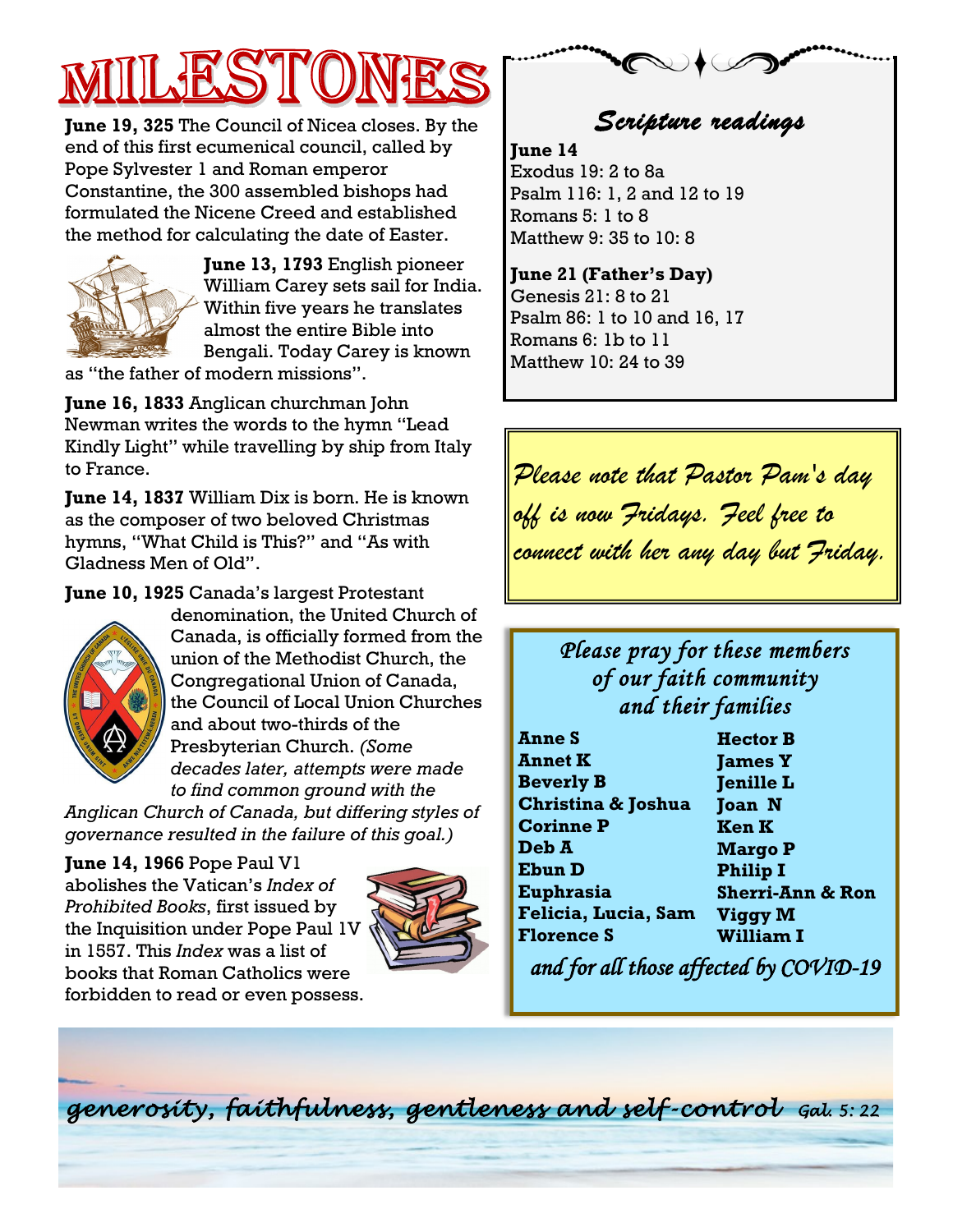# MILESTONES

**June 19, 325** The Council of Nicea closes. By the end of this first ecumenical council, called by Pope Sylvester 1 and Roman emperor Constantine, the 300 assembled bishops had formulated the Nicene Creed and established the method for calculating the date of Easter.

**June 13, 1793** English pioneer William Carey sets sail for India. Within five years he translates almost the entire Bible into Bengali. Today Carey is known as "the father of modern missions".

**June 16, 1833** Anglican churchman John Newman writes the words to the hymn "Lead Kindly Light" while travelling by ship from Italy to France.

**June 14, 1837** William Dix is born. He is known as the composer of two beloved Christmas hymns, "What Child is This?" and "As with Gladness Men of Old".

**June 10, 1925** Canada's largest Protestant denomination, the United Church of Canada, is officially formed from the union of the Methodist Church, the Congregational Union of Canada, the Council of Local Union Churches and about two-thirds of the Presbyterian Church. *(Some decades later, attempts were made to find common ground with the Anglican Church of Canada, but differing styles of governance resulted in the failure of this goal.)*

**June 14, 1966** Pope Paul V1 abolishes the Vatican's *Index of Prohibited Books*, first issued by the Inquisition under Pope Paul 1V in 1557. This *Index* was a list of books that Roman Catholics were forbidden to read or even possess.

## *Scripture readings*

**June 14**
Exodus 19: 2 to 8a
Psalm 116: 1, 2 and 12 to 19
Romans 5: 1 to 8
Matthew 9: 35 to 10: 8

**June 21 (Father's Day)**
Genesis 21: 8 to 21
Psalm 86: 1 to 10 and 16, 17
Romans 6: 1b to 11
Matthew 10: 24 to 39

*Please note that Pastor Pam's day off is now Fridays. Feel free to connect with her any day but Friday.*

*Please pray for these members of our faith community and their families*

**Anne S**
**Annet K**
**Beverly B**
**Christina & Joshua**
**Corinne P**
**Deb A**
**Ebun D**
**Euphrasia**
**Felicia, Lucia, Sam**
**Florence S**
**Hector B**
**James Y**
**Jenille L**
**Joan N**
**Ken K**
**Margo P**
**Philip I**
**Sherri-Ann & Ron**
**Viggy M**
**William I**

*and for all those affected by COVID-19*

*generosity, faithfulness, gentleness and self-control* Gal. 5: 22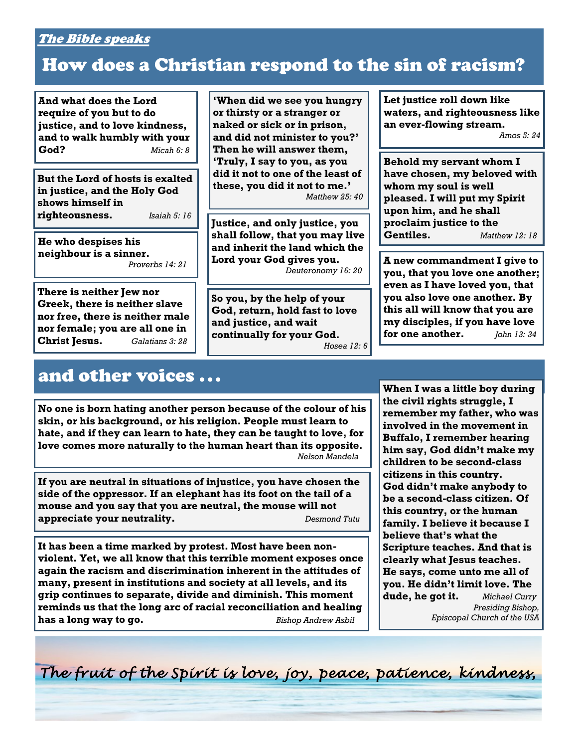*The Bible speaks*

# How does a Christian respond to the sin of racism?

**And what does the Lord require of you but to do justice, and to love kindness, and to walk humbly with your God?** *Micah 6: 8*

**But the Lord of hosts is exalted in justice, and the Holy God shows himself in righteousness.** *Isaiah 5: 16*

**He who despises his neighbour is a sinner.** *Proverbs 14: 21*

**There is neither Jew nor Greek, there is neither slave nor free, there is neither male nor female; you are all one in Christ Jesus.** *Galatians 3: 28*

**'When did we see you hungry or thirsty or a stranger or naked or sick or in prison, and did not minister to you?' Then he will answer them, 'Truly, I say to you, as you did it not to one of the least of these, you did it not to me.'** *Matthew 25: 40*

**Justice, and only justice, you shall follow, that you may live and inherit the land which the Lord your God gives you.** *Deuteronomy 16: 20*

**So you, by the help of your God, return, hold fast to love and justice, and wait continually for your God.** *Hosea 12: 6*

**Let justice roll down like waters, and righteousness like an ever-flowing stream.** *Amos 5: 24*

**Behold my servant whom I have chosen, my beloved with whom my soul is well pleased. I will put my Spirit upon him, and he shall proclaim justice to the Gentiles.** *Matthew 12: 18*

**A new commandment I give to you, that you love one another; even as I have loved you, that you also love one another. By this all will know that you are my disciples, if you have love for one another.** *John 13: 34*

## and other voices . . .

**No one is born hating another person because of the colour of his skin, or his background, or his religion. People must learn to hate, and if they can learn to hate, they can be taught to love, for love comes more naturally to the human heart than its opposite.** *Nelson Mandela*

**If you are neutral in situations of injustice, you have chosen the side of the oppressor. If an elephant has its foot on the tail of a mouse and you say that you are neutral, the mouse will not appreciate your neutrality.** *Desmond Tutu*

**It has been a time marked by protest. Most have been non-violent. Yet, we all know that this terrible moment exposes once again the racism and discrimination inherent in the attitudes of many, present in institutions and society at all levels, and its grip continues to separate, divide and diminish. This moment reminds us that the long arc of racial reconciliation and healing has a long way to go.** *Bishop Andrew Asbil*

**When I was a little boy during the civil rights struggle, I remember my father, who was involved in the movement in Buffalo, I remember hearing him say, God didn't make my children to be second-class citizens in this country. God didn't make anybody to be a second-class citizen. Of this country, or the human family. I believe it because I believe that's what the Scripture teaches. And that is clearly what Jesus teaches. He says, come unto me all of you. He didn't limit love. The dude, he got it.** *Michael Curry, Presiding Bishop, Episcopal Church of the USA*

*The fruit of the Spirit is love, joy, peace, patience, kindness,*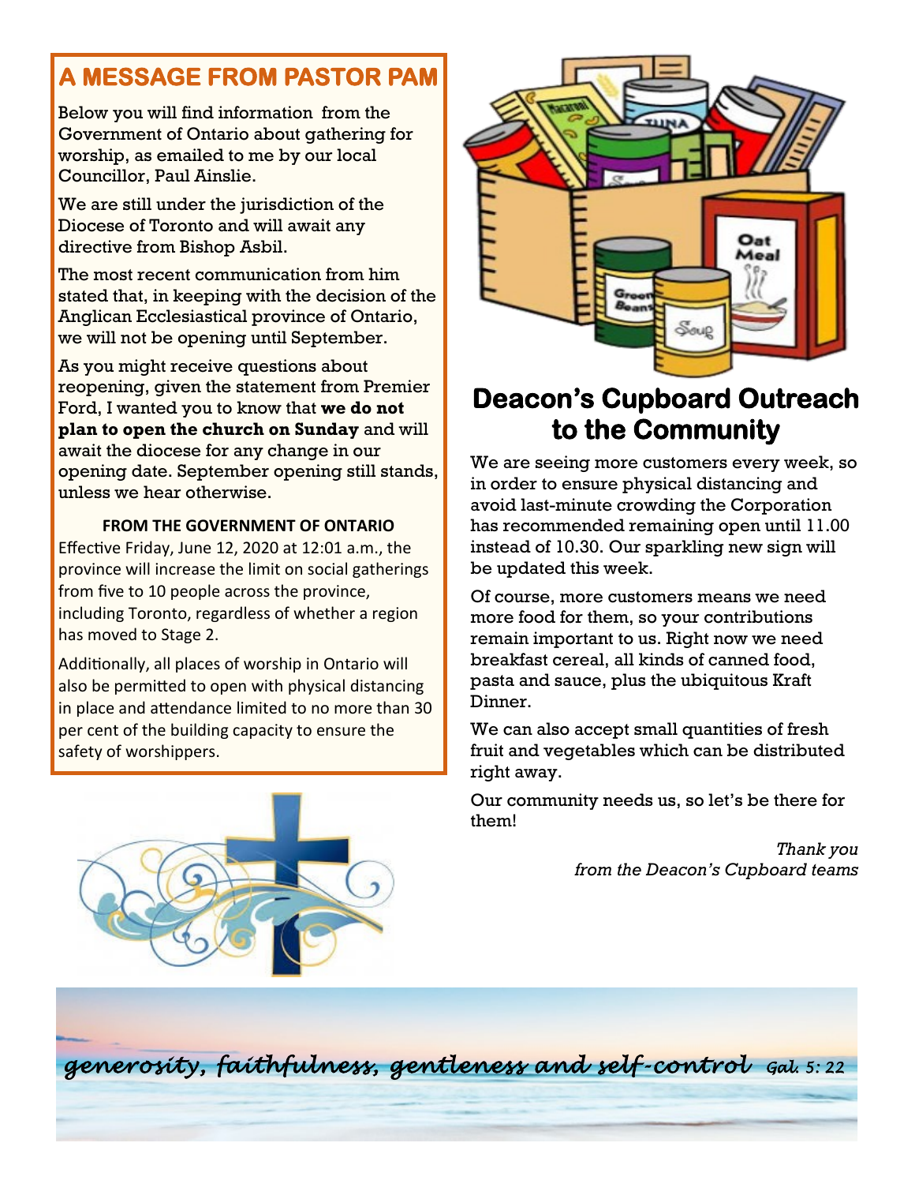## A MESSAGE FROM PASTOR PAM

Below you will find information from the Government of Ontario about gathering for worship, as emailed to me by our local Councillor, Paul Ainslie.

We are still under the jurisdiction of the Diocese of Toronto and will await any directive from Bishop Asbil.

The most recent communication from him stated that, in keeping with the decision of the Anglican Ecclesiastical province of Ontario, we will not be opening until September.

As you might receive questions about reopening, given the statement from Premier Ford, I wanted you to know that **we do not plan to open the church on Sunday** and will await the diocese for any change in our opening date. September opening still stands, unless we hear otherwise.

**FROM THE GOVERNMENT OF ONTARIO**

Effective Friday, June 12, 2020 at 12:01 a.m., the province will increase the limit on social gatherings from five to 10 people across the province, including Toronto, regardless of whether a region has moved to Stage 2.

Additionally, all places of worship in Ontario will also be permitted to open with physical distancing in place and attendance limited to no more than 30 per cent of the building capacity to ensure the safety of worshippers.

## Deacon's Cupboard Outreach to the Community

We are seeing more customers every week, so in order to ensure physical distancing and avoid last-minute crowding the Corporation has recommended remaining open until 11.00 instead of 10.30. Our sparkling new sign will be updated this week.

Of course, more customers means we need more food for them, so your contributions remain important to us. Right now we need breakfast cereal, all kinds of canned food, pasta and sauce, plus the ubiquitous Kraft Dinner.

We can also accept small quantities of fresh fruit and vegetables which can be distributed right away.

Our community needs us, so let's be there for them!

*Thank you*
*from the Deacon's Cupboard teams*

*generosity, faithfulness, gentleness and self-control* *Gal. 5: 22*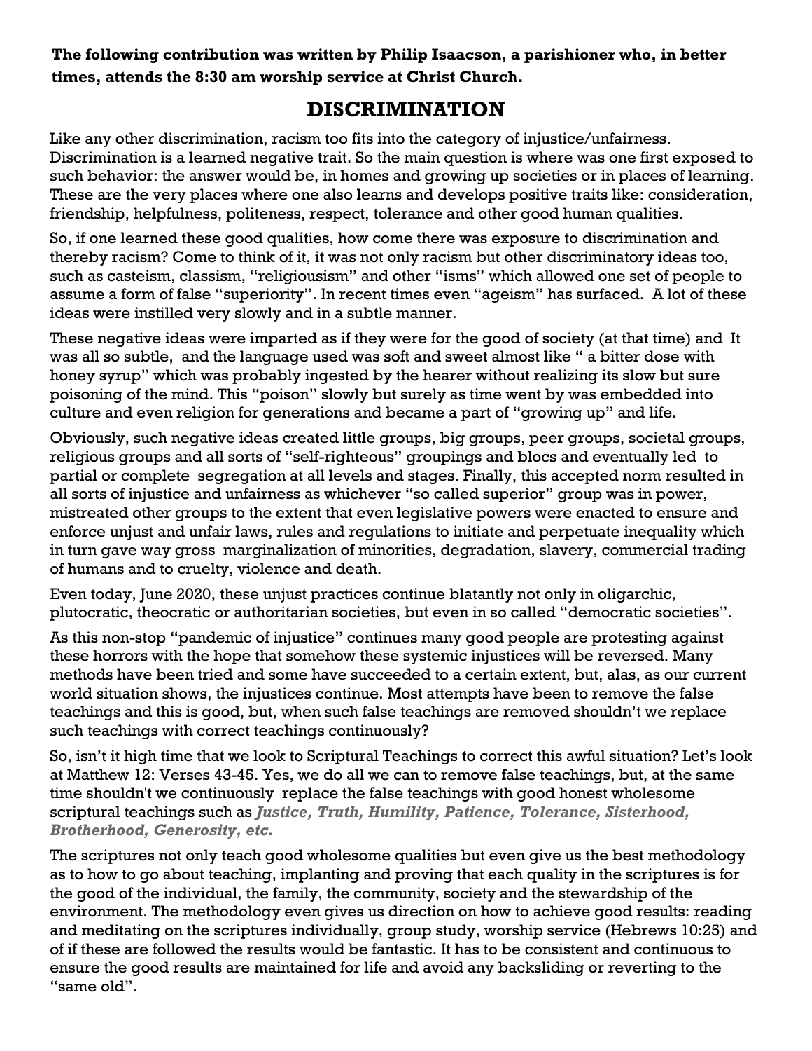**The following contribution was written by Philip Isaacson, a parishioner who, in better times, attends the 8:30 am worship service at Christ Church.**

# DISCRIMINATION

Like any other discrimination, racism too fits into the category of injustice/unfairness. Discrimination is a learned negative trait. So the main question is where was one first exposed to such behavior: the answer would be, in homes and growing up societies or in places of learning. These are the very places where one also learns and develops positive traits like: consideration, friendship, helpfulness, politeness, respect, tolerance and other good human qualities.

So, if one learned these good qualities, how come there was exposure to discrimination and thereby racism? Come to think of it, it was not only racism but other discriminatory ideas too, such as casteism, classism, "religiousism" and other "isms" which allowed one set of people to assume a form of false "superiority". In recent times even "ageism" has surfaced. A lot of these ideas were instilled very slowly and in a subtle manner.

These negative ideas were imparted as if they were for the good of society (at that time) and It was all so subtle, and the language used was soft and sweet almost like " a bitter dose with honey syrup" which was probably ingested by the hearer without realizing its slow but sure poisoning of the mind. This "poison" slowly but surely as time went by was embedded into culture and even religion for generations and became a part of "growing up" and life.

Obviously, such negative ideas created little groups, big groups, peer groups, societal groups, religious groups and all sorts of "self-righteous" groupings and blocs and eventually led to partial or complete segregation at all levels and stages. Finally, this accepted norm resulted in all sorts of injustice and unfairness as whichever "so called superior" group was in power, mistreated other groups to the extent that even legislative powers were enacted to ensure and enforce unjust and unfair laws, rules and regulations to initiate and perpetuate inequality which in turn gave way gross marginalization of minorities, degradation, slavery, commercial trading of humans and to cruelty, violence and death.

Even today, June 2020, these unjust practices continue blatantly not only in oligarchic, plutocratic, theocratic or authoritarian societies, but even in so called "democratic societies".

As this non-stop "pandemic of injustice" continues many good people are protesting against these horrors with the hope that somehow these systemic injustices will be reversed. Many methods have been tried and some have succeeded to a certain extent, but, alas, as our current world situation shows, the injustices continue. Most attempts have been to remove the false teachings and this is good, but, when such false teachings are removed shouldn't we replace such teachings with correct teachings continuously?

So, isn't it high time that we look to Scriptural Teachings to correct this awful situation? Let's look at Matthew 12: Verses 43-45. Yes, we do all we can to remove false teachings, but, at the same time shouldn't we continuously replace the false teachings with good honest wholesome scriptural teachings such as ***Justice, Truth, Humility, Patience, Tolerance, Sisterhood, Brotherhood, Generosity, etc.***

The scriptures not only teach good wholesome qualities but even give us the best methodology as to how to go about teaching, implanting and proving that each quality in the scriptures is for the good of the individual, the family, the community, society and the stewardship of the environment. The methodology even gives us direction on how to achieve good results: reading and meditating on the scriptures individually, group study, worship service (Hebrews 10:25) and of if these are followed the results would be fantastic. It has to be consistent and continuous to ensure the good results are maintained for life and avoid any backsliding or reverting to the "same old".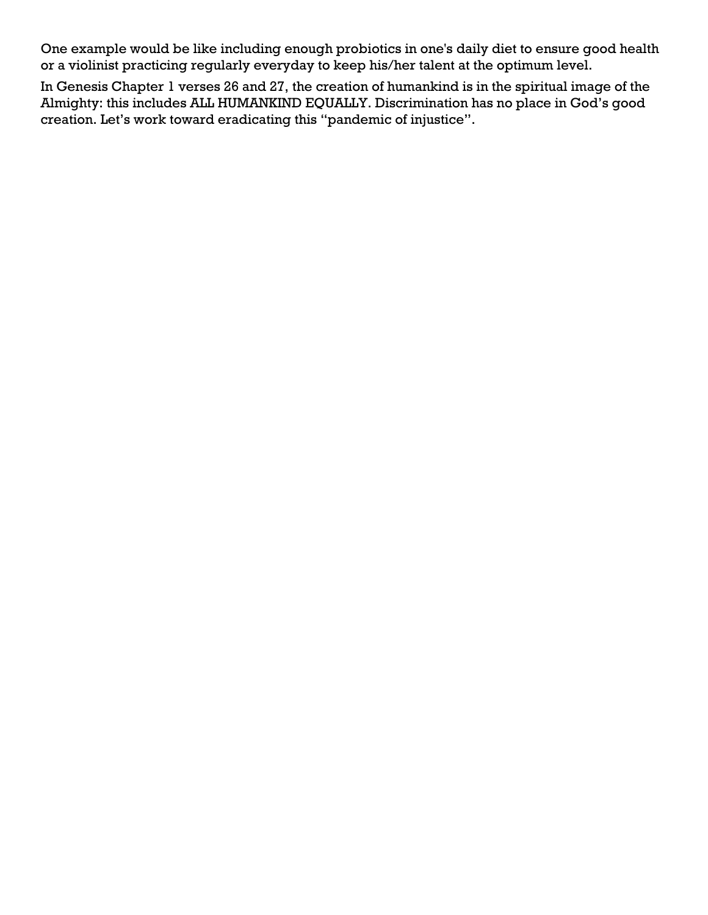One example would be like including enough probiotics in one's daily diet to ensure good health or a violinist practicing regularly everyday to keep his/her talent at the optimum level.

In Genesis Chapter 1 verses 26 and 27, the creation of humankind is in the spiritual image of the Almighty: this includes ALL HUMANKIND EQUALLY. Discrimination has no place in God's good creation. Let's work toward eradicating this "pandemic of injustice".